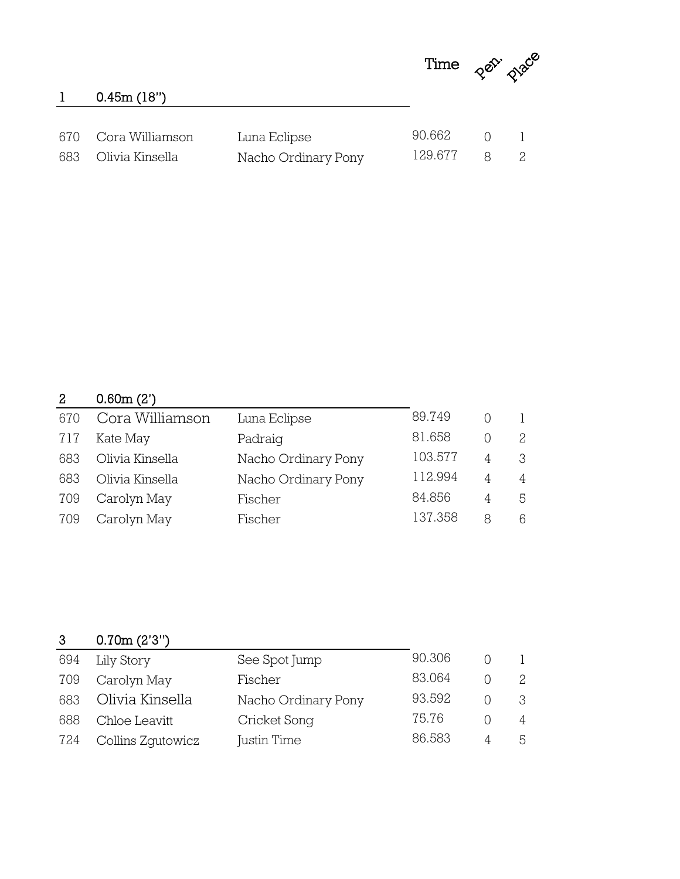## 1 0.45m (18")

| # | Rider | Horse | Time | Pen. | Place |
|---|---|---|---|---|---|
| 670 | Cora Williamson | Luna Eclipse | 90.662 | 0 | 1 |
| 683 | Olivia Kinsella | Nacho Ordinary Pony | 129.677 | 8 | 2 |

## 2 0.60m (2')

| # | Rider | Horse | Time | Pen. | Place |
|---|---|---|---|---|---|
| 670 | Cora Williamson | Luna Eclipse | 89.749 | 0 | 1 |
| 717 | Kate May | Padraig | 81.658 | 0 | 2 |
| 683 | Olivia Kinsella | Nacho Ordinary Pony | 103.577 | 4 | 3 |
| 683 | Olivia Kinsella | Nacho Ordinary Pony | 112.994 | 4 | 4 |
| 709 | Carolyn May | Fischer | 84.856 | 4 | 5 |
| 709 | Carolyn May | Fischer | 137.358 | 8 | 6 |

## 3 0.70m (2'3")

| # | Rider | Horse | Time | Pen. | Place |
|---|---|---|---|---|---|
| 694 | Lily Story | See Spot Jump | 90.306 | 0 | 1 |
| 709 | Carolyn May | Fischer | 83.064 | 0 | 2 |
| 683 | Olivia Kinsella | Nacho Ordinary Pony | 93.592 | 0 | 3 |
| 688 | Chloe Leavitt | Cricket Song | 75.76 | 0 | 4 |
| 724 | Collins Zgutowicz | Justin Time | 86.583 | 4 | 5 |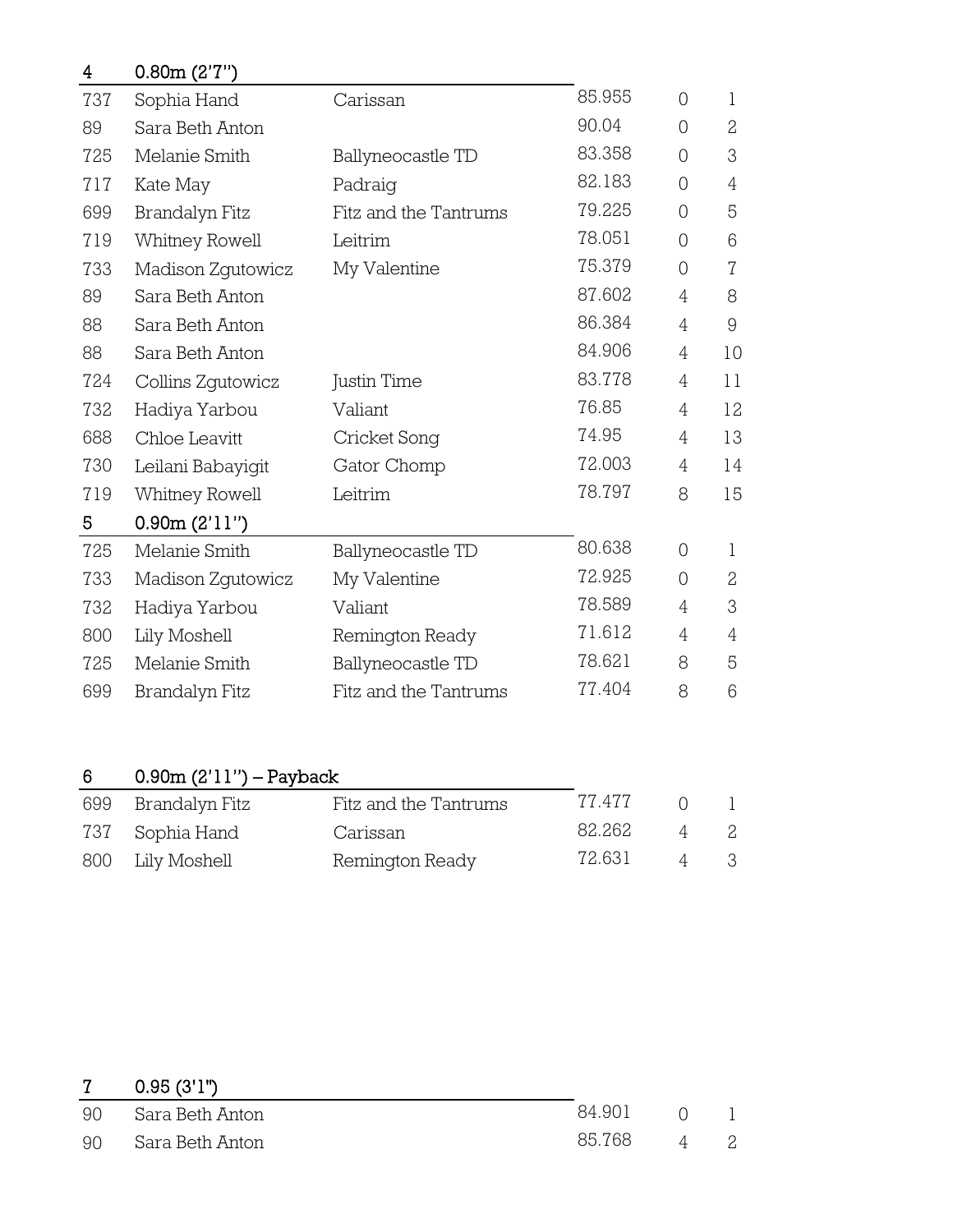## 4 0.80m (2'7")

| | | | | | |
|---|---|---|---|---|---|
| 737 | Sophia Hand | Carissan | 85.955 | 0 | 1 |
| 89 | Sara Beth Anton | | 90.04 | 0 | 2 |
| 725 | Melanie Smith | Ballyneocastle TD | 83.358 | 0 | 3 |
| 717 | Kate May | Padraig | 82.183 | 0 | 4 |
| 699 | Brandalyn Fitz | Fitz and the Tantrums | 79.225 | 0 | 5 |
| 719 | Whitney Rowell | Leitrim | 78.051 | 0 | 6 |
| 733 | Madison Zgutowicz | My Valentine | 75.379 | 0 | 7 |
| 89 | Sara Beth Anton | | 87.602 | 4 | 8 |
| 88 | Sara Beth Anton | | 86.384 | 4 | 9 |
| 88 | Sara Beth Anton | | 84.906 | 4 | 10 |
| 724 | Collins Zgutowicz | Justin Time | 83.778 | 4 | 11 |
| 732 | Hadiya Yarbou | Valiant | 76.85 | 4 | 12 |
| 688 | Chloe Leavitt | Cricket Song | 74.95 | 4 | 13 |
| 730 | Leilani Babayigit | Gator Chomp | 72.003 | 4 | 14 |
| 719 | Whitney Rowell | Leitrim | 78.797 | 8 | 15 |

## 5 0.90m (2'11")

| | | | | | |
|---|---|---|---|---|---|
| 725 | Melanie Smith | Ballyneocastle TD | 80.638 | 0 | 1 |
| 733 | Madison Zgutowicz | My Valentine | 72.925 | 0 | 2 |
| 732 | Hadiya Yarbou | Valiant | 78.589 | 4 | 3 |
| 800 | Lily Moshell | Remington Ready | 71.612 | 4 | 4 |
| 725 | Melanie Smith | Ballyneocastle TD | 78.621 | 8 | 5 |
| 699 | Brandalyn Fitz | Fitz and the Tantrums | 77.404 | 8 | 6 |

## 6 0.90m (2'11") – Payback

| | | | | | |
|---|---|---|---|---|---|
| 699 | Brandalyn Fitz | Fitz and the Tantrums | 77.477 | 0 | 1 |
| 737 | Sophia Hand | Carissan | 82.262 | 4 | 2 |
| 800 | Lily Moshell | Remington Ready | 72.631 | 4 | 3 |

## 7 0.95 (3'1")

| | | | | | |
|---|---|---|---|---|---|
| 90 | Sara Beth Anton | | 84.901 | 0 | 1 |
| 90 | Sara Beth Anton | | 85.768 | 4 | 2 |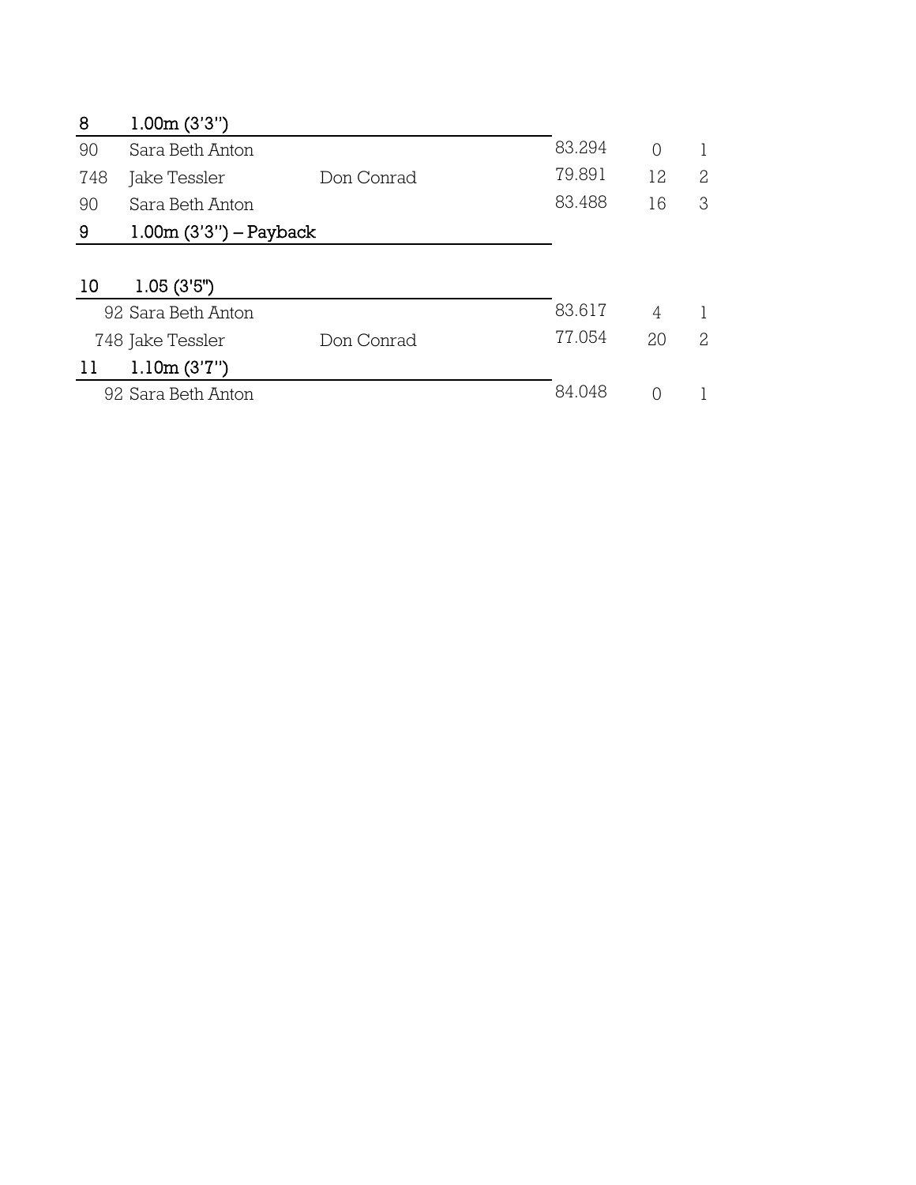| | | | | | |
|---|---|---|---|---|---|
| **8** | **1.00m (3'3")** | | | | |
| 90 | Sara Beth Anton | | 83.294 | 0 | 1 |
| 748 | Jake Tessler | Don Conrad | 79.891 | 12 | 2 |
| 90 | Sara Beth Anton | | 83.488 | 16 | 3 |
| **9** | **1.00m (3'3") – Payback** | | | | |
| **10** | **1.05 (3'5")** | | | | |
| 92 | Sara Beth Anton | | 83.617 | 4 | 1 |
| 748 | Jake Tessler | Don Conrad | 77.054 | 20 | 2 |
| **11** | **1.10m (3'7")** | | | | |
| 92 | Sara Beth Anton | | 84.048 | 0 | 1 |